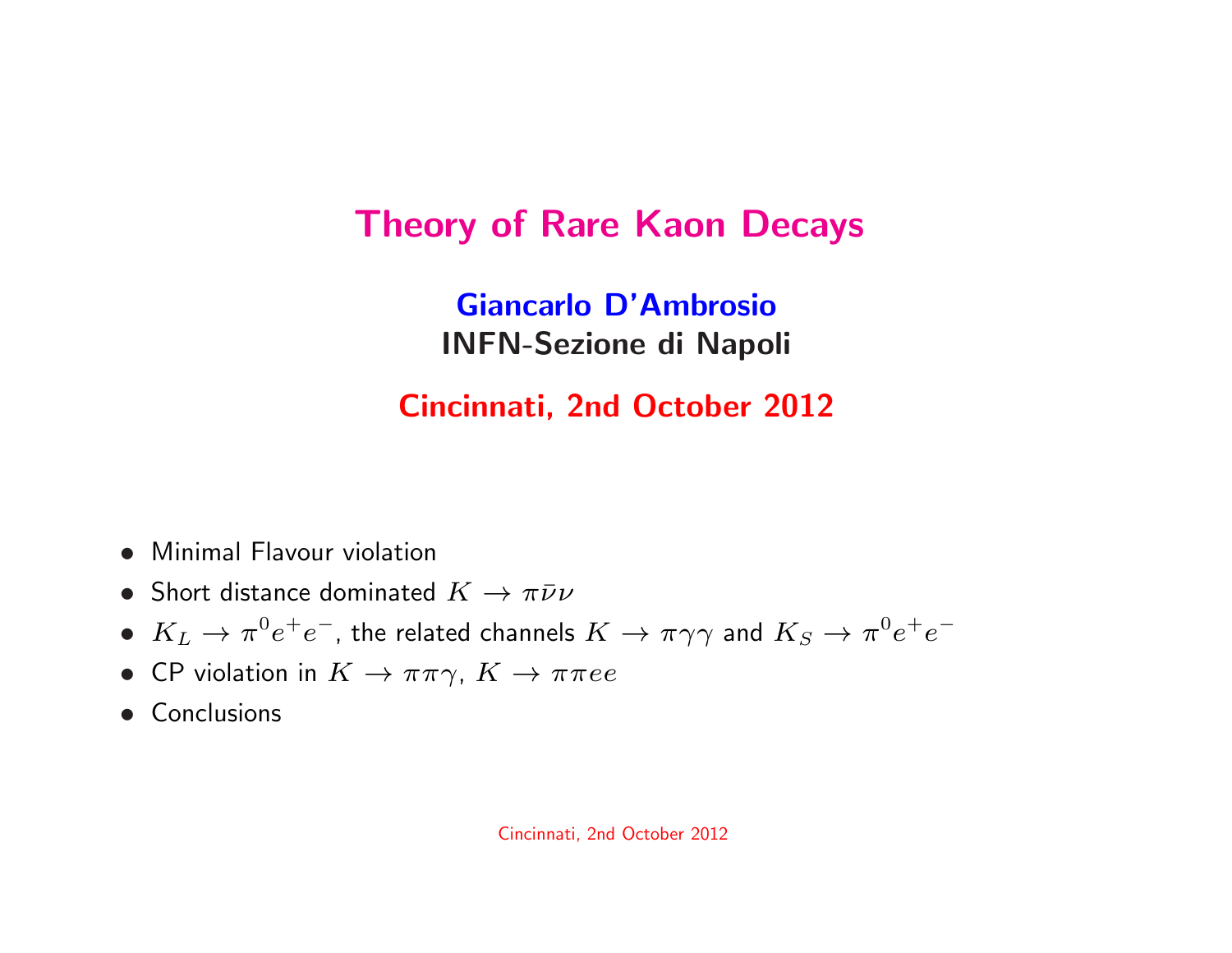# Theory of Rare Kaon Decays

**Giancarlo D'Ambrosio**
**INFN-Sezione di Napoli**

**Cincinnati, 2nd October 2012**

- Minimal Flavour violation
- Short distance dominated $K \to \pi \bar{\nu} \nu$
- $K_L \to \pi^0 e^+ e^-$, the related channels $K \to \pi \gamma \gamma$ and $K_S \to \pi^0 e^+ e^-$
- CP violation in $K \to \pi \pi \gamma$, $K \to \pi \pi e e$
- Conclusions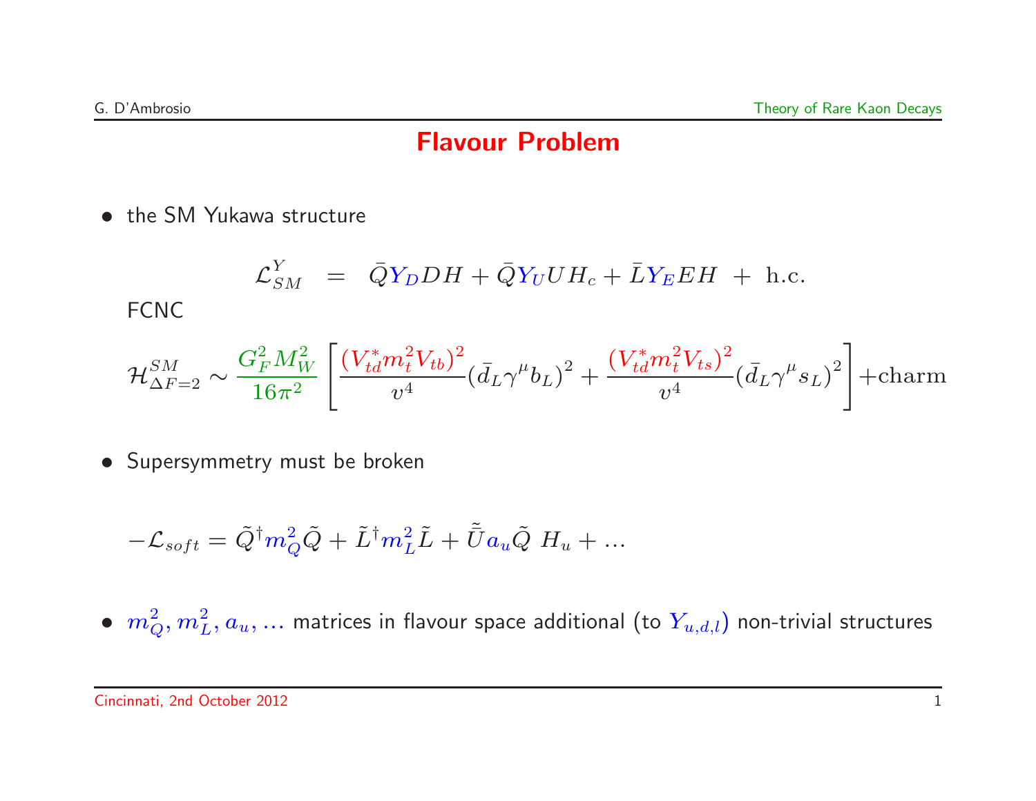# Flavour Problem

- the SM Yukawa structure

$$\mathcal{L}_{SM}^{Y} \;=\; \bar{Q} Y_D D H + \bar{Q} Y_U U H_c + \bar{L} Y_E E H \;+\; \text{h.c.}$$

FCNC

$$\mathcal{H}_{\Delta F=2}^{SM} \sim \frac{G_F^2 M_W^2}{16\pi^2} \left[ \frac{(V_{td}^* m_t^2 V_{tb})^2}{v^4} (\bar{d}_L \gamma^\mu b_L)^2 + \frac{(V_{td}^* m_t^2 V_{ts})^2}{v^4} (\bar{d}_L \gamma^\mu s_L)^2 \right] + \text{charm}$$

- Supersymmetry must be broken

$$-\mathcal{L}_{soft} = \tilde{Q}^\dagger m_Q^2 \tilde{Q} + \tilde{L}^\dagger m_L^2 \tilde{L} + \bar{\tilde{U}} a_u \tilde{Q} \; H_u + \ldots$$

- $m_Q^2, m_L^2, a_u, \ldots$ matrices in flavour space additional (to $Y_{u,d,l}$) non-trivial structures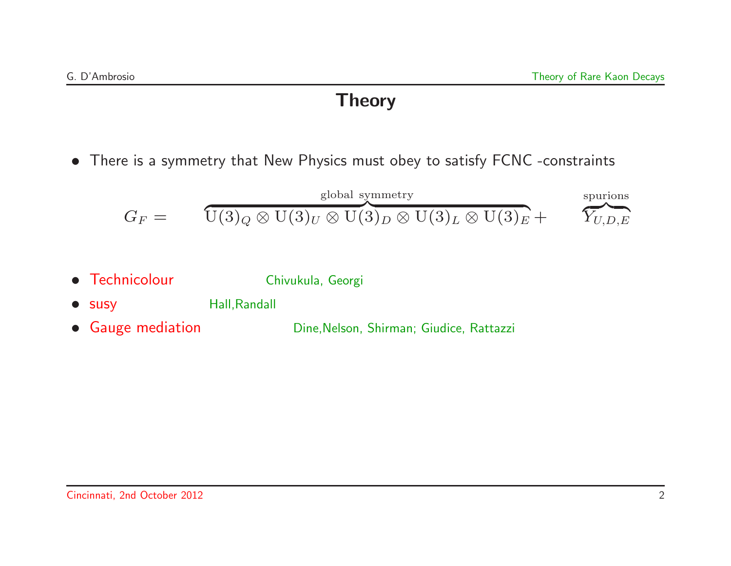# Theory

- There is a symmetry that New Physics must obey to satisfy FCNC -constraints

$$G_F = \overbrace{\mathrm{U}(3)_Q \otimes \mathrm{U}(3)_U \otimes \mathrm{U}(3)_D \otimes \mathrm{U}(3)_L \otimes \mathrm{U}(3)_E}^{\text{global symmetry}} + \overbrace{Y_{U,D,E}}^{\text{spurions}}$$

- Technicolour — Chivukula, Georgi
- susy — Hall,Randall
- Gauge mediation — Dine,Nelson, Shirman; Giudice, Rattazzi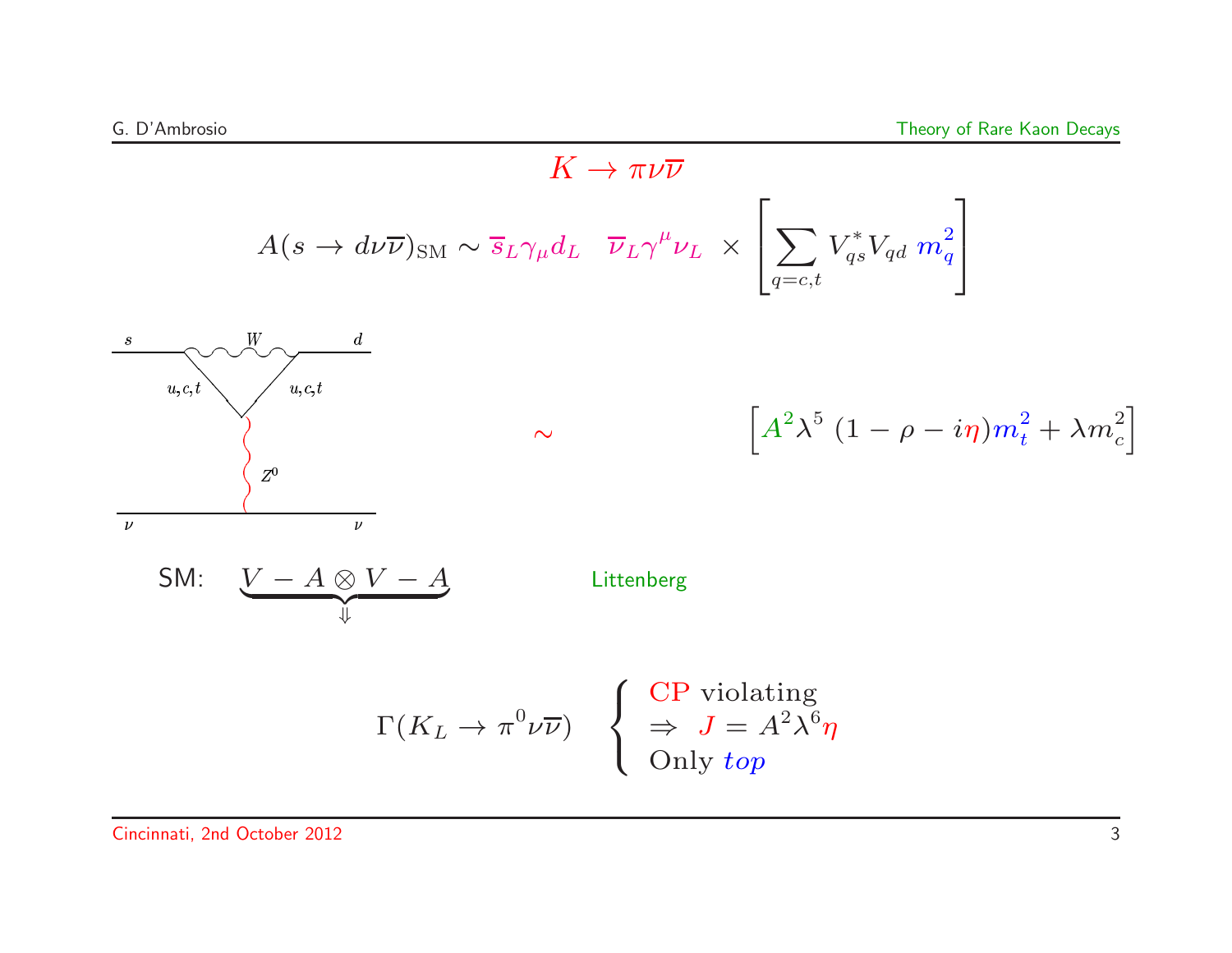# $K \to \pi\nu\overline{\nu}$

$$A(s \to d\nu\overline{\nu})_{\rm SM} \sim \overline{s}_L\gamma_\mu d_L \quad \overline{\nu}_L\gamma^\mu\nu_L \ \times \left[\sum_{q=c,t} V_{qs}^* V_{qd}\, m_q^2\right]$$

$$\sim \quad \left[A^2\lambda^5\,(1-\rho-i\eta)m_t^2 + \lambda m_c^2\right]$$

SM: $\underbrace{V-A\otimes V-A}_{\Downarrow}$ Littenberg

$$\Gamma(K_L \to \pi^0\nu\overline{\nu}) \quad \begin{cases} \text{CP violating} \\ \Rightarrow\ J = A^2\lambda^6\eta \\ \text{Only } top \end{cases}$$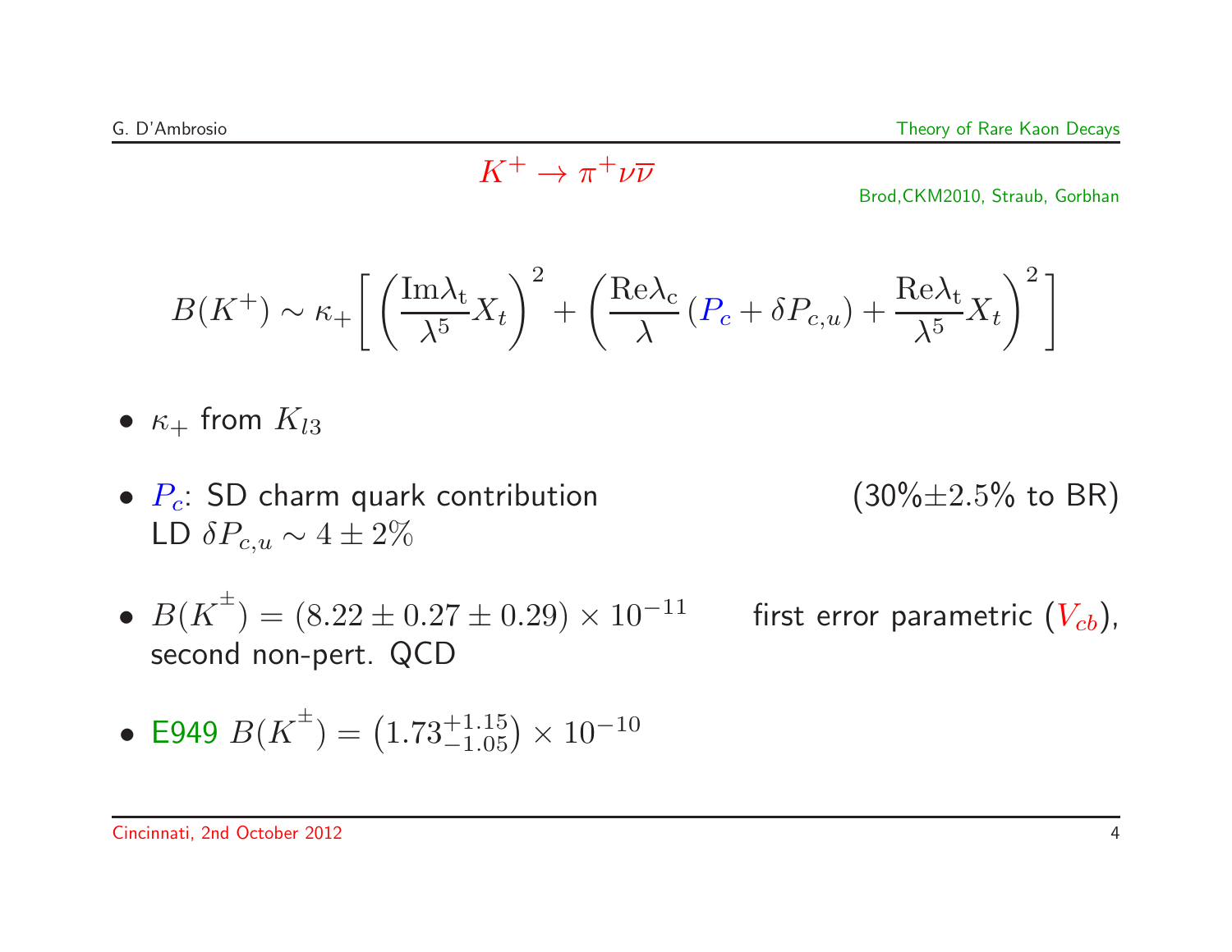## $K^+ \to \pi^+ \nu\overline{\nu}$

Brod,CKM2010, Straub, Gorbhan

$$B(K^+) \sim \kappa_+ \left[ \left( \frac{\mathrm{Im}\lambda_\mathrm{t}}{\lambda^5} X_t \right)^2 + \left( \frac{\mathrm{Re}\lambda_\mathrm{c}}{\lambda} \left( P_c + \delta P_{c,u} \right) + \frac{\mathrm{Re}\lambda_\mathrm{t}}{\lambda^5} X_t \right)^2 \right]$$

- $\kappa_+$ from $K_{l3}$
- $P_c$: SD charm quark contribution (30%$\pm 2.5$% to BR)
  LD $\delta P_{c,u} \sim 4 \pm 2\%$
- $B(K^{\pm}) = (8.22 \pm 0.27 \pm 0.29) \times 10^{-11}$ first error parametric ($V_{cb}$), second non-pert. QCD
- E949 $B(K^{\pm}) = \left(1.73^{+1.15}_{-1.05}\right) \times 10^{-10}$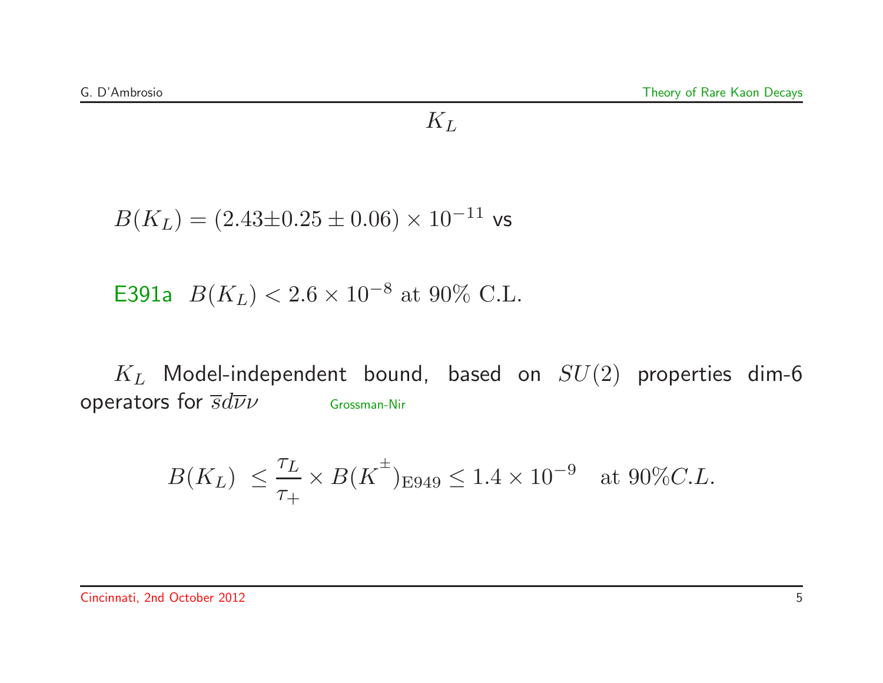## $K_L$

$B(K_L) = (2.43\pm0.25 \pm 0.06) \times 10^{-11}$ vs

E391a $B(K_L) < 2.6 \times 10^{-8}$ at 90% C.L.

$K_L$ Model-independent bound, based on $SU(2)$ properties dim-6 operators for $\overline{s}d\overline{\nu}\nu$ Grossman-Nir

$$B(K_L) \leq \frac{\tau_L}{\tau_+} \times B(K^{\pm})_{\mathrm{E949}} \leq 1.4 \times 10^{-9} \quad \text{at } 90\% C.L.$$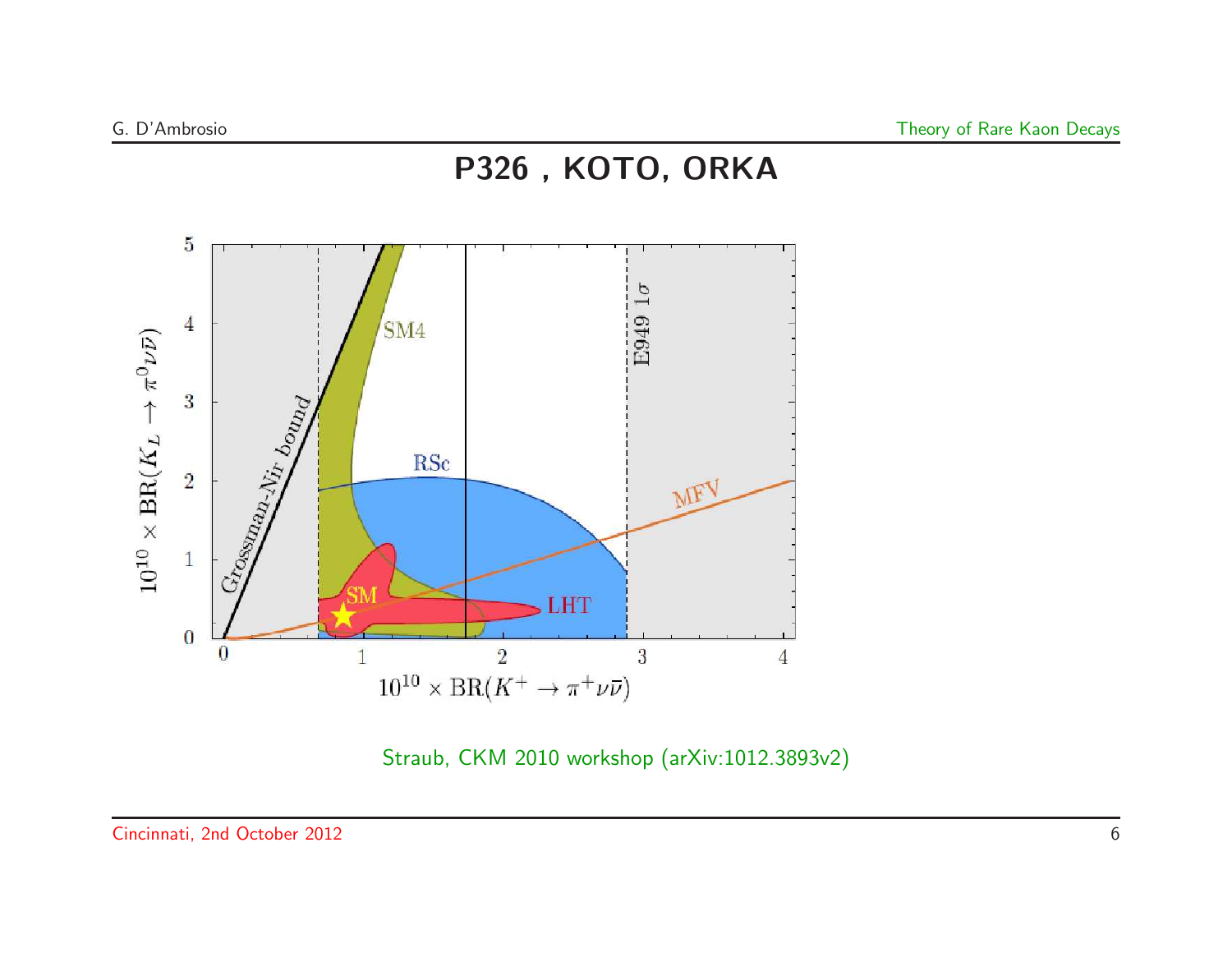# P326 , KOTO, ORKA

Straub, CKM 2010 workshop (arXiv:1012.3893v2)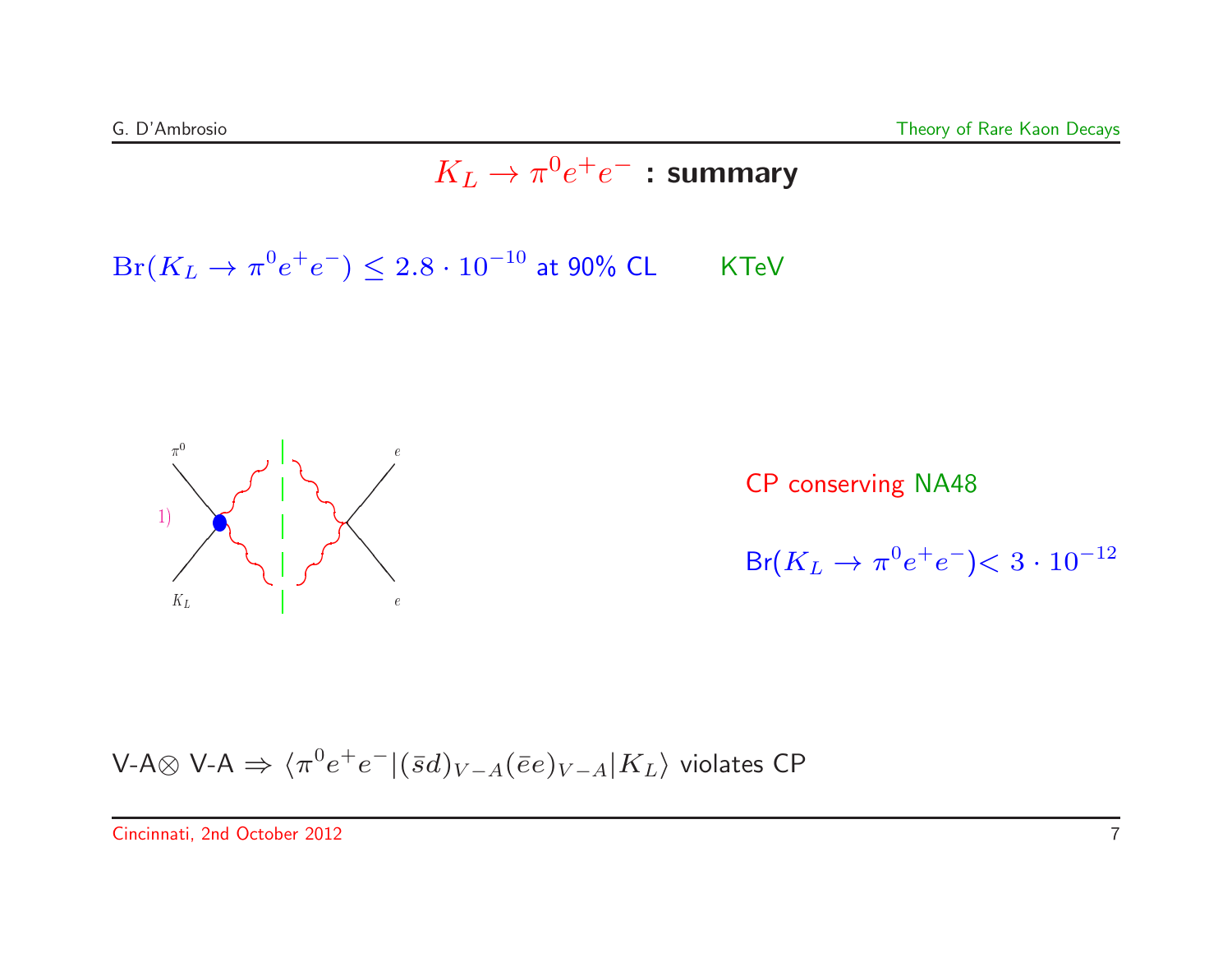# $K_L \to \pi^0 e^+ e^-$ : summary

$\mathrm{Br}(K_L \to \pi^0 e^+ e^-) \leq 2.8 \cdot 10^{-10}$ at 90% CL KTeV

CP conserving NA48

Br($K_L \to \pi^0 e^+ e^-$)$< 3 \cdot 10^{-12}$

V-A$\otimes$ V-A $\Rightarrow$ $\langle \pi^0 e^+ e^- | (\bar{s}d)_{V-A} (\bar{e}e)_{V-A} | K_L \rangle$ violates CP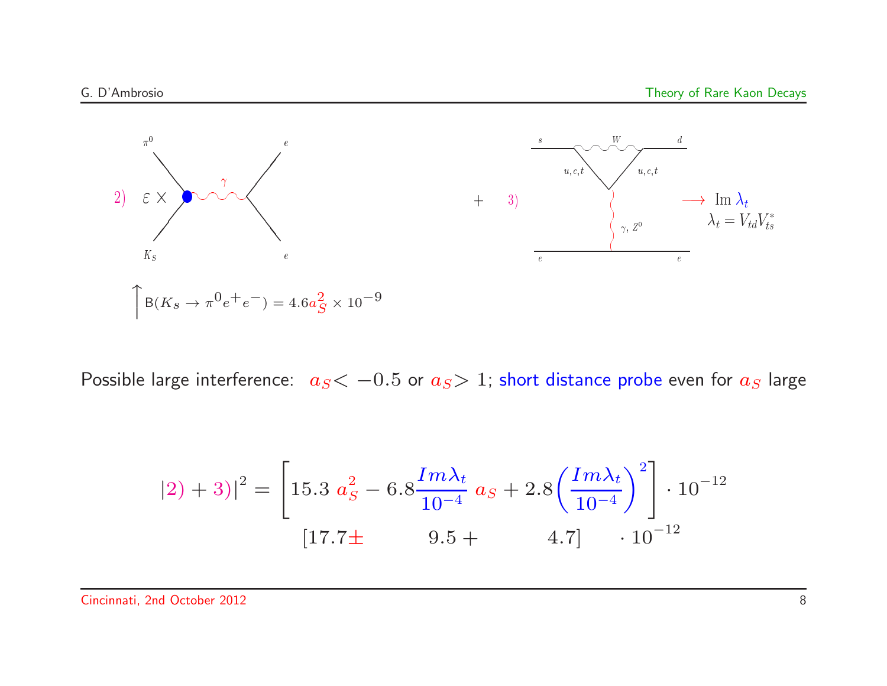2) $\varepsilon \times$ [diagram: $K_S \to \pi^0 \gamma \to e\, e$]

$+$ 3) [diagram: $s \to d$ via $W$ loop with $u, c, t$; $\gamma, Z^0$ exchange with $e\, e$] $\longrightarrow$ Im $\lambda_t$, $\lambda_t = V_{td} V_{ts}^*$

$\uparrow$ $\mathrm{B}(K_S \to \pi^0 e^+ e^-) = 4.6 a_S^2 \times 10^{-9}$

Possible large interference: $a_S < -0.5$ or $a_S > 1$; short distance probe even for $a_S$ large

$$|2) + 3)|^2 = \left[ 15.3\, a_S^2 - 6.8 \frac{Im\lambda_t}{10^{-4}}\, a_S + 2.8 \left( \frac{Im\lambda_t}{10^{-4}} \right)^2 \right] \cdot 10^{-12}$$

$$[17.7 \pm \quad 9.5 + \quad 4.7] \quad \cdot 10^{-12}$$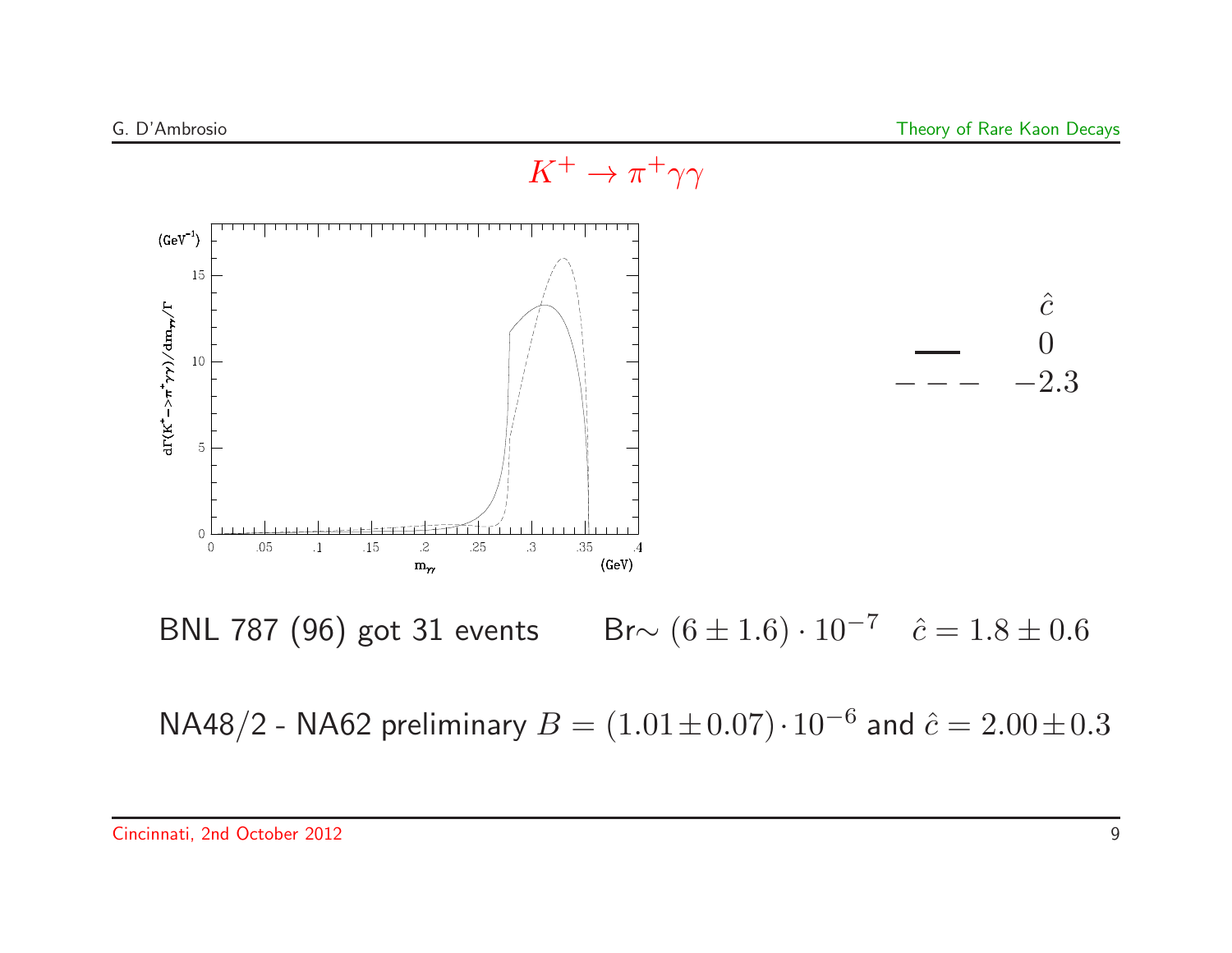# $K^+ \to \pi^+\gamma\gamma$

| | $\hat{c}$ |
|---|---|
| —— | $0$ |
| – – – | $-2.3$ |

BNL 787 (96) got 31 events   Br$\sim (6 \pm 1.6) \cdot 10^{-7}$   $\hat{c} = 1.8 \pm 0.6$

NA48/2 - NA62 preliminary $B = (1.01 \pm 0.07) \cdot 10^{-6}$ and $\hat{c} = 2.00 \pm 0.3$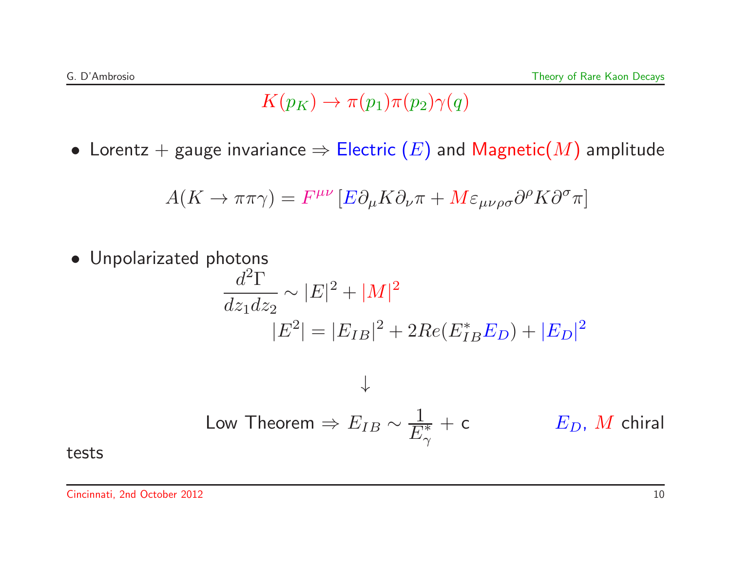$$K(p_K) \to \pi(p_1)\pi(p_2)\gamma(q)$$

- Lorentz + gauge invariance $\Rightarrow$ Electric ($E$) and Magnetic($M$) amplitude

$$A(K \to \pi\pi\gamma) = F^{\mu\nu}\left[E\partial_\mu K \partial_\nu \pi + M\varepsilon_{\mu\nu\rho\sigma}\partial^\rho K \partial^\sigma \pi\right]$$

- Unpolarizated photons

$$\frac{d^2\Gamma}{dz_1 dz_2} \sim |E|^2 + |M|^2$$

$$|E^2| = |E_{IB}|^2 + 2Re(E_{IB}^* E_D) + |E_D|^2$$

$$\downarrow$$

Low Theorem $\Rightarrow E_{IB} \sim \dfrac{1}{E_\gamma^*} + \text{c}$ $\qquad$ $E_D$, $M$ chiral tests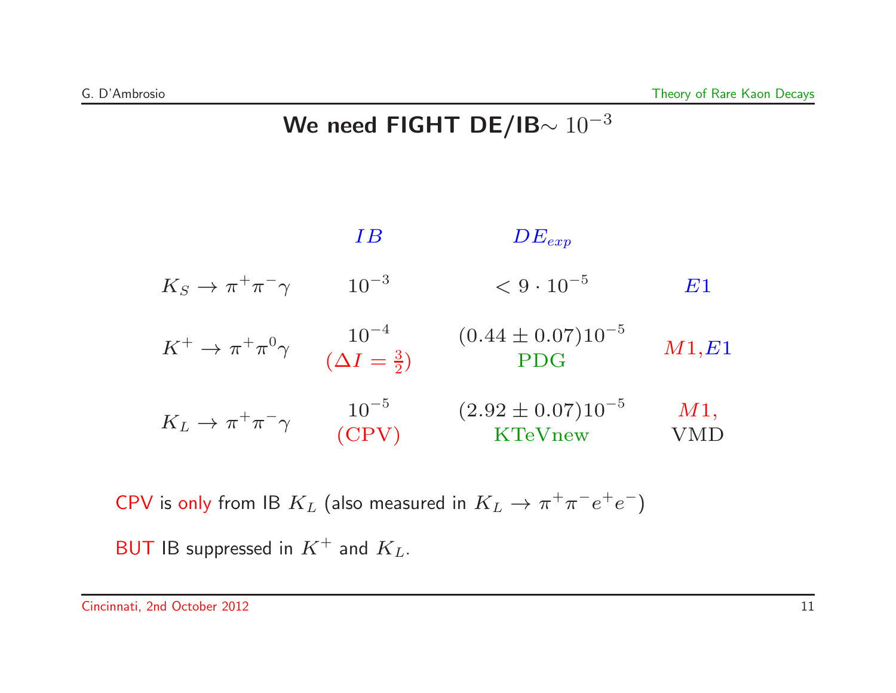# We need FIGHT DE/IB$\sim 10^{-3}$

| | $IB$ | $DE_{exp}$ | |
|---|---|---|---|
| $K_S \to \pi^+\pi^-\gamma$ | $10^{-3}$ | $< 9 \cdot 10^{-5}$ | $E1$ |
| $K^+ \to \pi^+\pi^0\gamma$ | $10^{-4}$ $(\Delta I = \frac{3}{2})$ | $(0.44 \pm 0.07)10^{-5}$ PDG | $M1$, $E1$ |
| $K_L \to \pi^+\pi^-\gamma$ | $10^{-5}$ (CPV) | $(2.92 \pm 0.07)10^{-5}$ KTeVnew | $M1$, VMD |

CPV is only from IB $K_L$ (also measured in $K_L \to \pi^+\pi^- e^+ e^-$)

BUT IB suppressed in $K^+$ and $K_L$.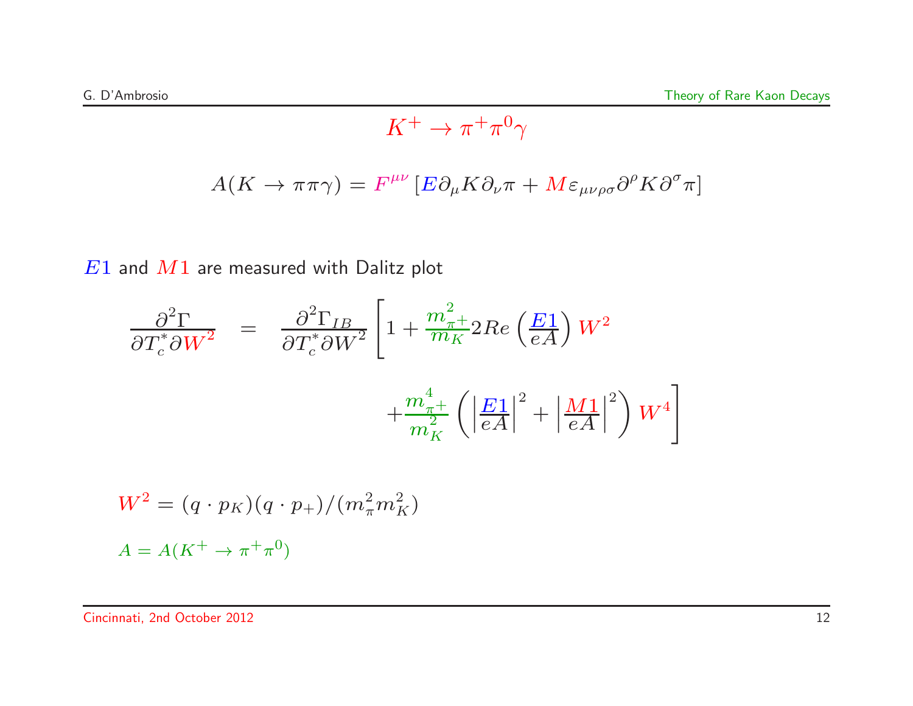# $K^+ \to \pi^+\pi^0\gamma$

$$A(K \to \pi\pi\gamma) = F^{\mu\nu}\left[E\partial_\mu K \partial_\nu \pi + M\varepsilon_{\mu\nu\rho\sigma}\partial^\rho K \partial^\sigma \pi\right]$$

$E1$ and $M1$ are measured with Dalitz plot

$$\frac{\partial^2\Gamma}{\partial T_c^* \partial W^2} = \frac{\partial^2\Gamma_{IB}}{\partial T_c^* \partial W^2}\left[1 + \frac{m_{\pi^+}^2}{m_K} 2Re\left(\frac{E1}{eA}\right) W^2 + \frac{m_{\pi^+}^4}{m_K^2}\left(\left|\frac{E1}{eA}\right|^2 + \left|\frac{M1}{eA}\right|^2\right) W^4\right]$$

$W^2 = (q \cdot p_K)(q \cdot p_+)/(m_\pi^2 m_K^2)$

$A = A(K^+ \to \pi^+\pi^0)$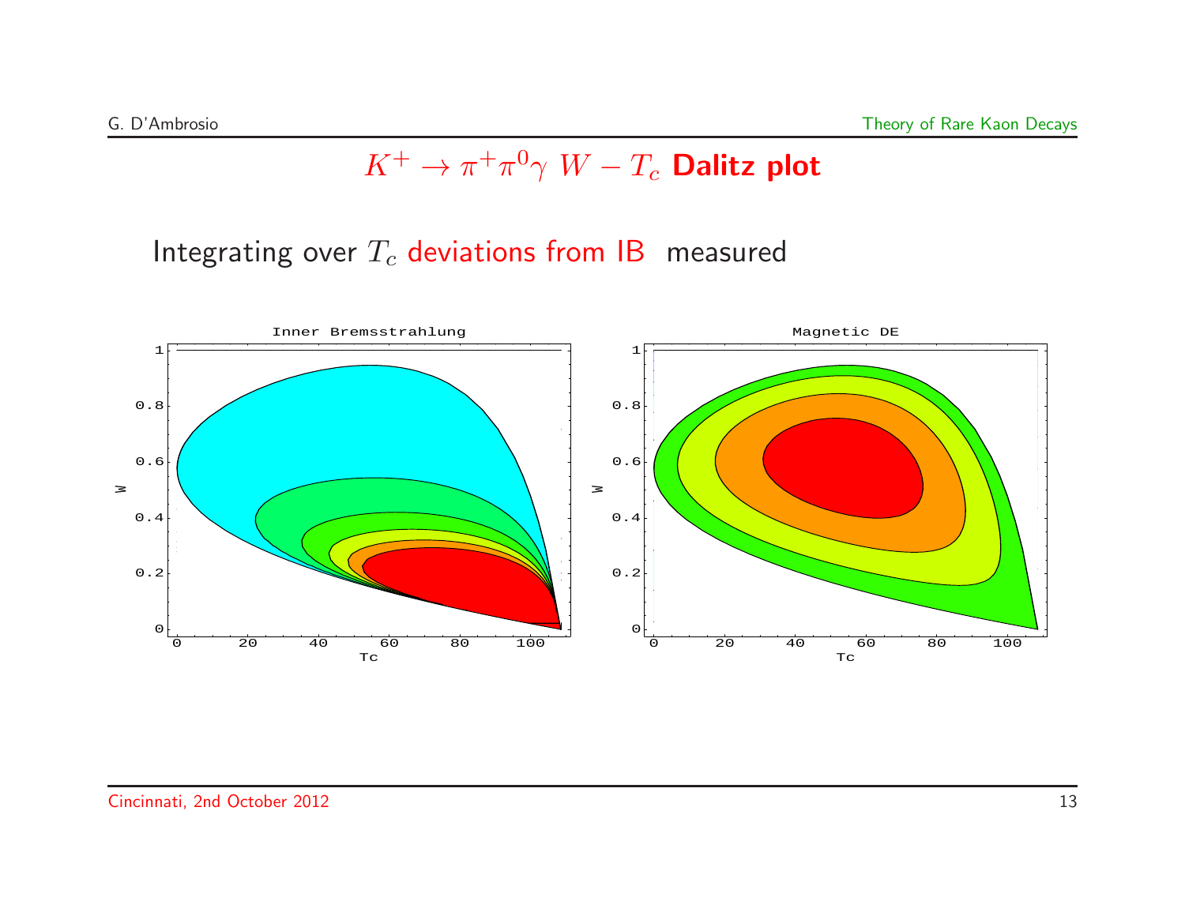## $K^+ \to \pi^+\pi^0\gamma$ $W - T_c$ **Dalitz plot**

Integrating over $T_c$ deviations from IB measured

Inner Bremsstrahlung

Magnetic DE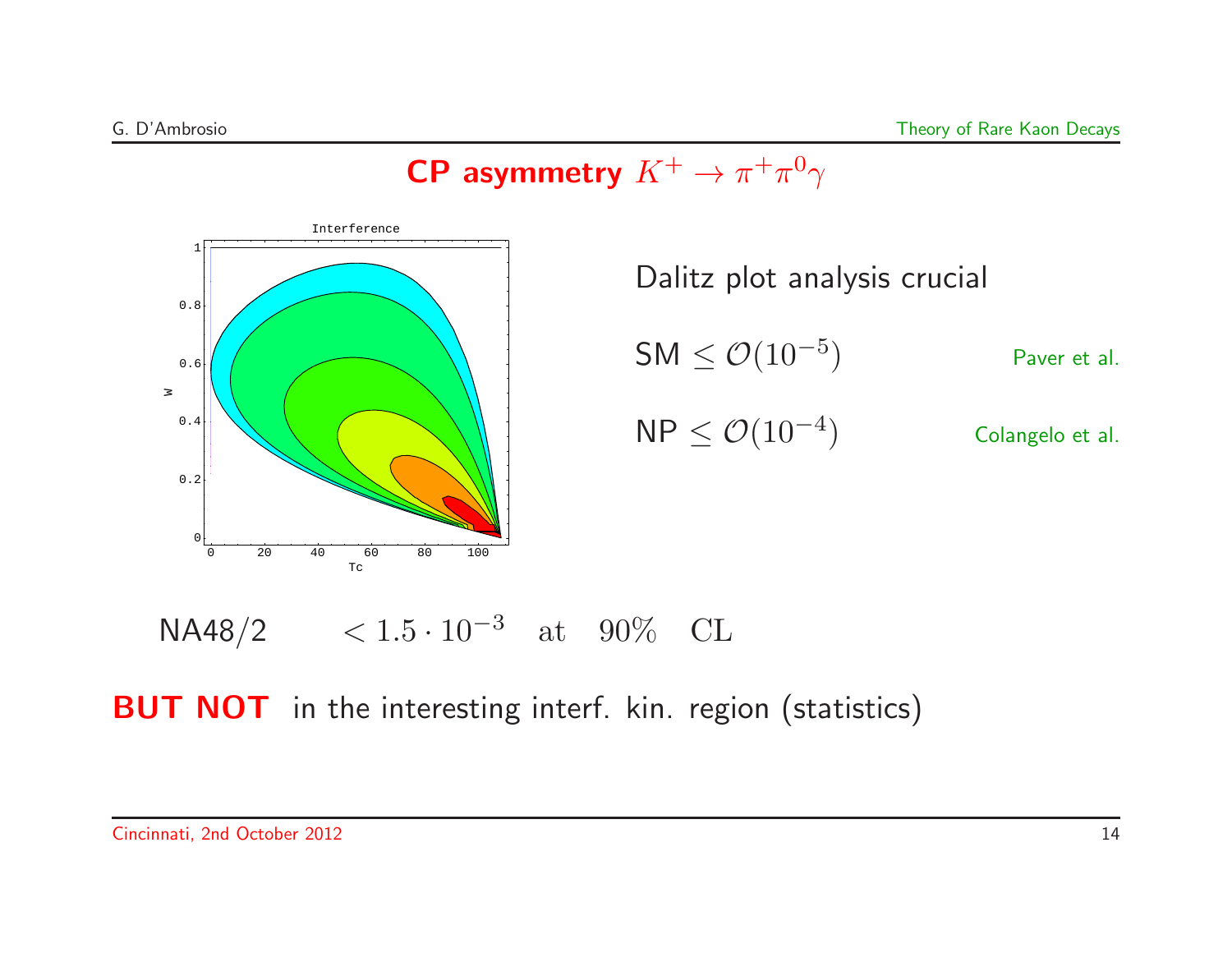# CP asymmetry $K^+ \to \pi^+ \pi^0 \gamma$

Dalitz plot analysis crucial

SM $\leq \mathcal{O}(10^{-5})$ — Paver et al.

NP $\leq \mathcal{O}(10^{-4})$ — Colangelo et al.

NA48/2 $\quad < 1.5 \cdot 10^{-3}$ at $90\%$ CL

**BUT NOT** in the interesting interf. kin. region (statistics)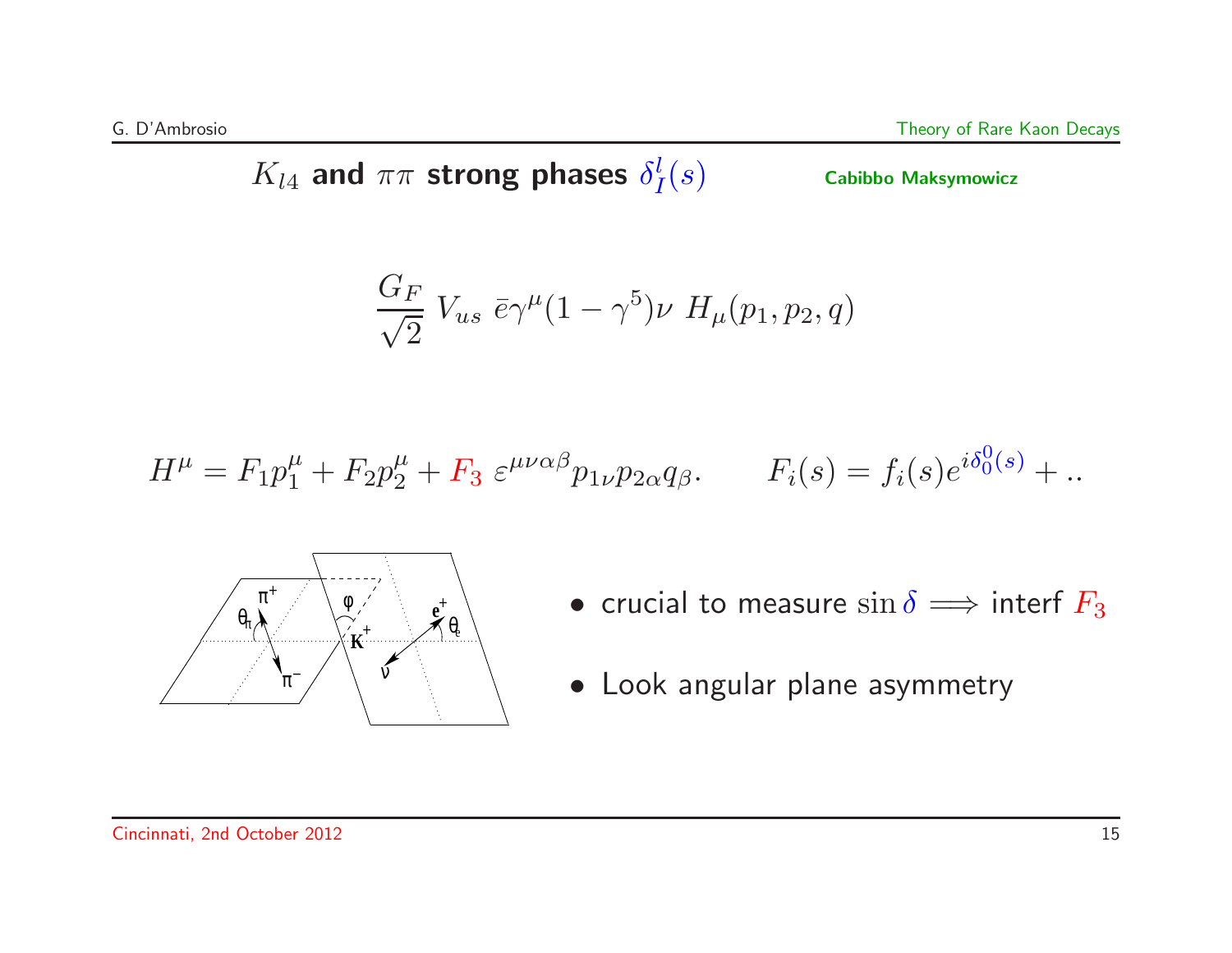## $K_{l4}$ and $\pi\pi$ strong phases $\delta^l_I(s)$

**Cabibbo Maksymowicz**

$$\frac{G_F}{\sqrt{2}}\, V_{us}\; \bar{e}\gamma^\mu(1-\gamma^5)\nu\; H_\mu(p_1,p_2,q)$$

$$H^\mu = F_1 p_1^\mu + F_2 p_2^\mu + F_3\; \varepsilon^{\mu\nu\alpha\beta} p_{1\nu} p_{2\alpha} q_\beta. \qquad F_i(s) = f_i(s) e^{i\delta_0^0(s)} + ..$$

- crucial to measure $\sin\delta \Longrightarrow$ interf $F_3$
- Look angular plane asymmetry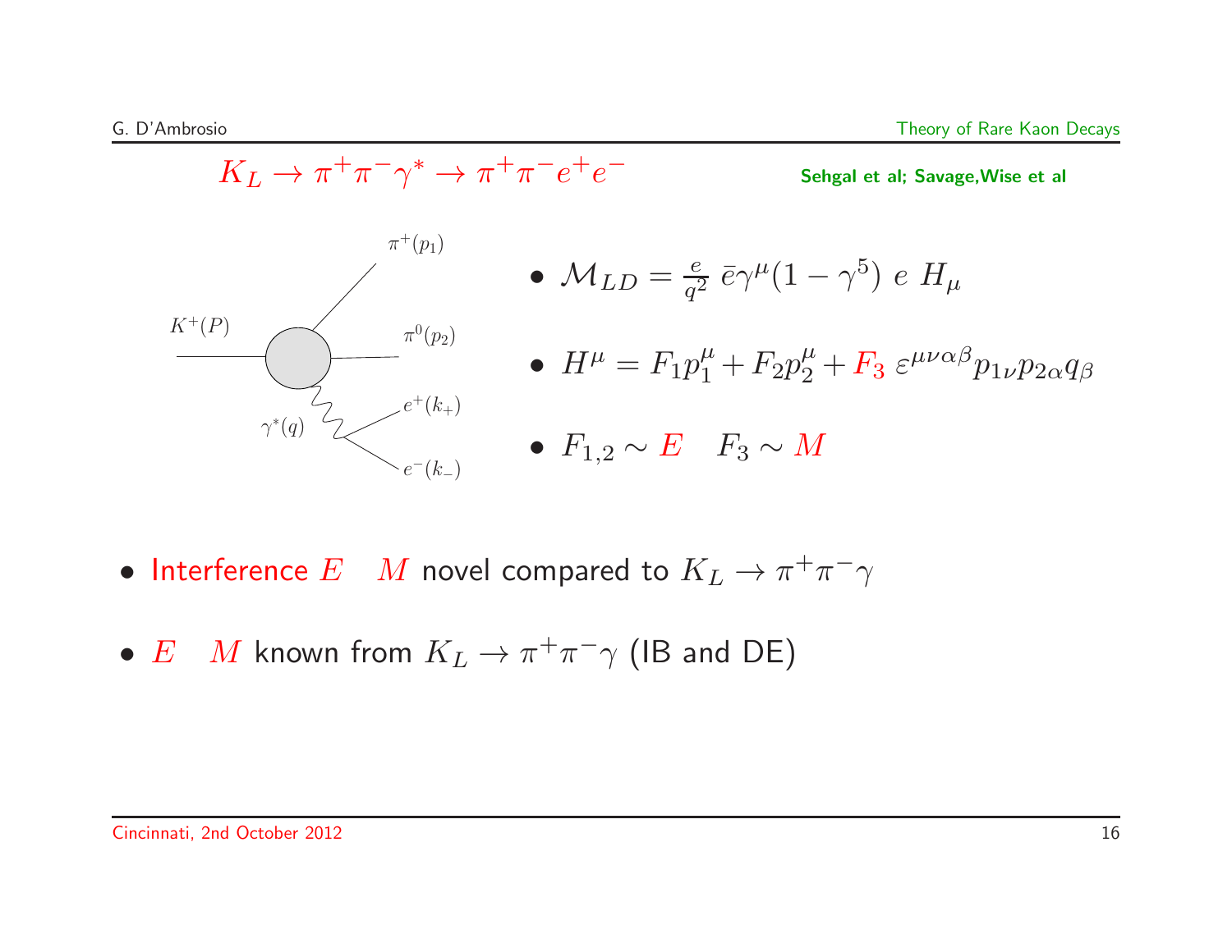## $K_L \to \pi^+\pi^-\gamma^* \to \pi^+\pi^-e^+e^-$

**Sehgal et al; Savage,Wise et al**

$K^+(P)$ $\pi^+(p_1)$ $\pi^0(p_2)$ $\gamma^*(q)$ $e^+(k_+)$ $e^-(k_-)$

- $\mathcal{M}_{LD} = \frac{e}{q^2}\, \bar{e}\gamma^\mu(1-\gamma^5)\; e\; H_\mu$
- $H^\mu = F_1 p_1^\mu + F_2 p_2^\mu + F_3\; \varepsilon^{\mu\nu\alpha\beta} p_{1\nu} p_{2\alpha} q_\beta$
- $F_{1,2} \sim E \quad F_3 \sim M$

- Interference $E \quad M$ novel compared to $K_L \to \pi^+\pi^-\gamma$
- $E \quad M$ known from $K_L \to \pi^+\pi^-\gamma$ (IB and DE)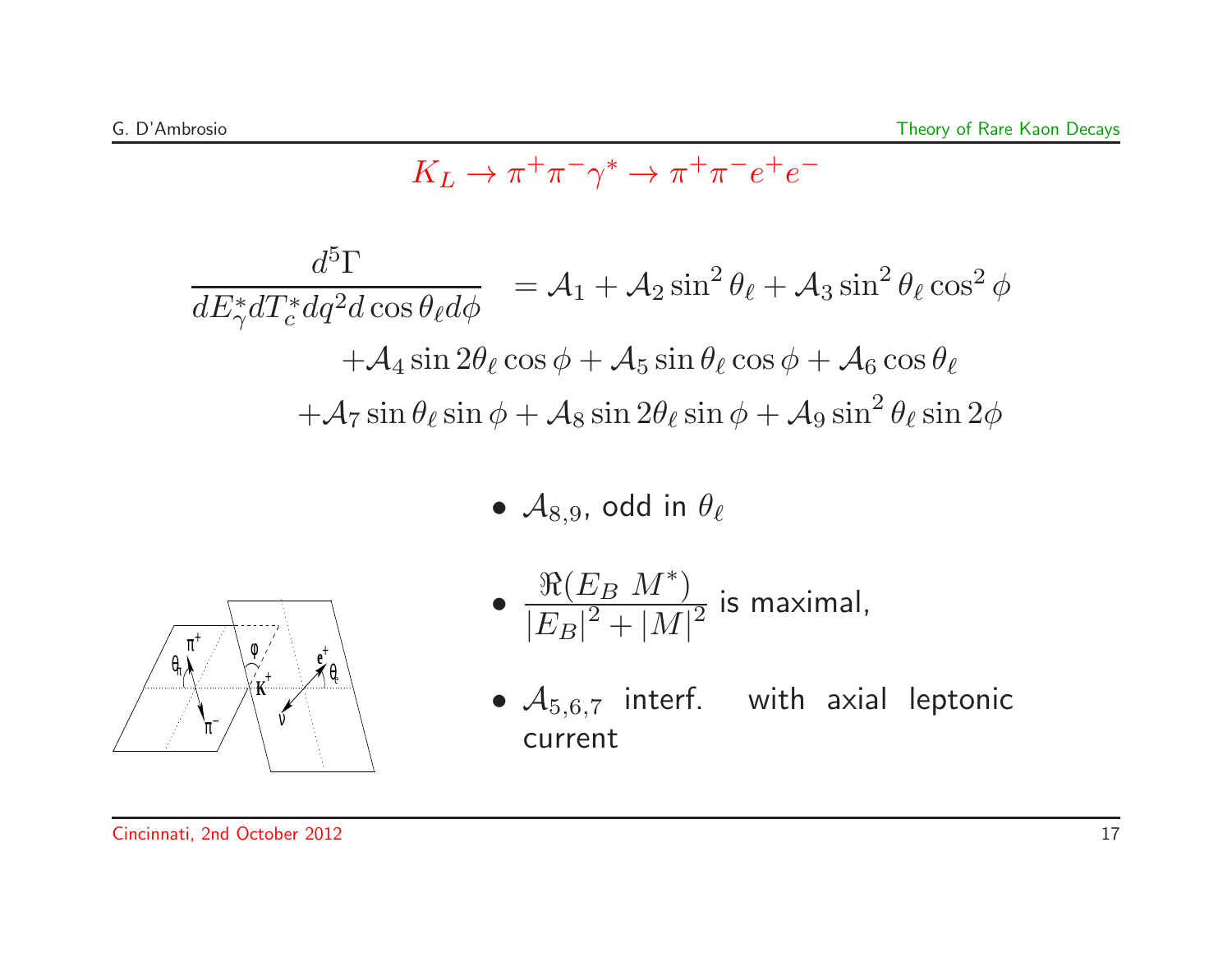## $K_L \to \pi^+\pi^-\gamma^* \to \pi^+\pi^- e^+ e^-$

$$
\frac{d^5\Gamma}{dE_\gamma^* dT_c^* dq^2 d\cos\theta_\ell d\phi} = \mathcal{A}_1 + \mathcal{A}_2 \sin^2\theta_\ell + \mathcal{A}_3 \sin^2\theta_\ell \cos^2\phi
$$
$$
+\mathcal{A}_4 \sin 2\theta_\ell \cos\phi + \mathcal{A}_5 \sin\theta_\ell \cos\phi + \mathcal{A}_6 \cos\theta_\ell
$$
$$
+\mathcal{A}_7 \sin\theta_\ell \sin\phi + \mathcal{A}_8 \sin 2\theta_\ell \sin\phi + \mathcal{A}_9 \sin^2\theta_\ell \sin 2\phi
$$

- $\mathcal{A}_{8,9}$, odd in $\theta_\ell$
- $\dfrac{\Re(E_B\ M^*)}{|E_B|^2 + |M|^2}$ is maximal,
- $\mathcal{A}_{5,6,7}$ interf. with axial leptonic current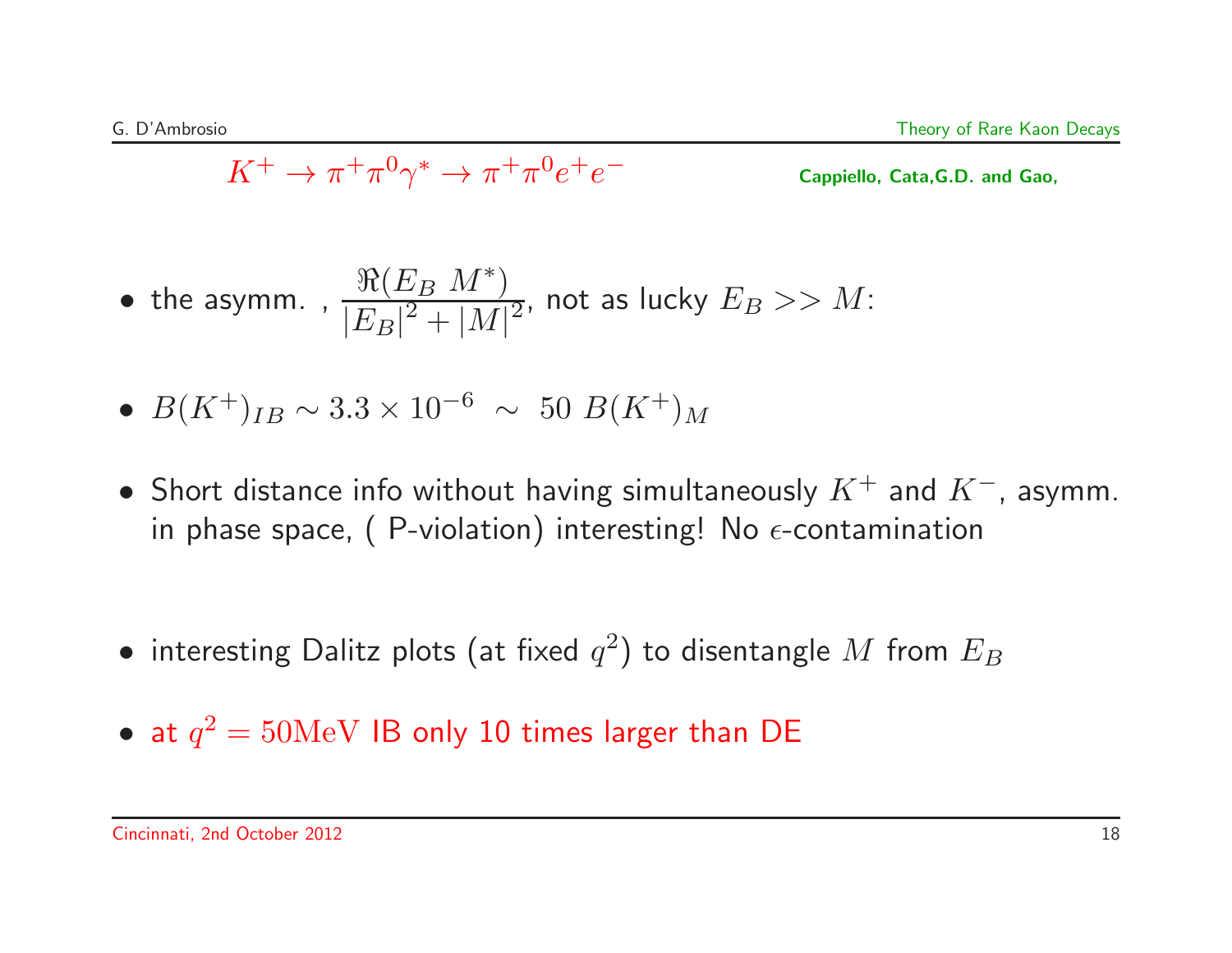## $K^+ \to \pi^+\pi^0\gamma^* \to \pi^+\pi^0 e^+e^-$

**Cappiello, Cata,G.D. and Gao,**

- the asymm. , $\dfrac{\Re(E_B\ M^*)}{|E_B|^2 + |M|^2}$, not as lucky $E_B >> M$:
- $B(K^+)_{IB} \sim 3.3 \times 10^{-6}\ \sim\ 50\ B(K^+)_M$
- Short distance info without having simultaneously $K^+$ and $K^-$, asymm. in phase space, ( P-violation) interesting! No $\epsilon$-contamination
- interesting Dalitz plots (at fixed $q^2$) to disentangle $M$ from $E_B$
- at $q^2 = 50\mathrm{MeV}$ IB only 10 times larger than DE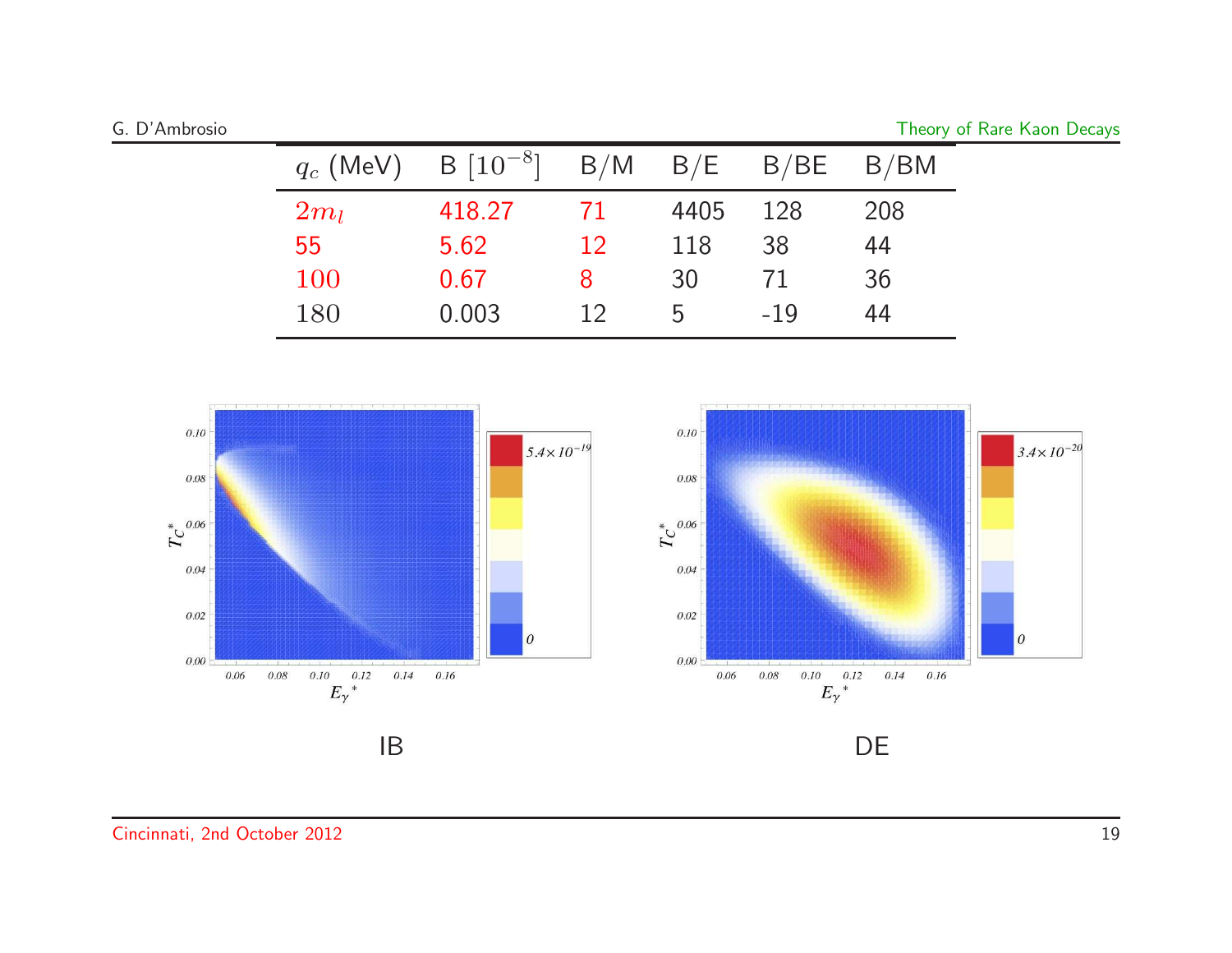| $q_c$ (MeV) | B $[10^{-8}]$ | B/M | B/E | B/BE | B/BM |
|---|---|---|---|---|---|
| $2m_l$ | 418.27 | 71 | 4405 | 128 | 208 |
| 55 | 5.62 | 12 | 118 | 38 | 44 |
| 100 | 0.67 | 8 | 30 | 71 | 36 |
| 180 | 0.003 | 12 | 5 | -19 | 44 |

IB

DE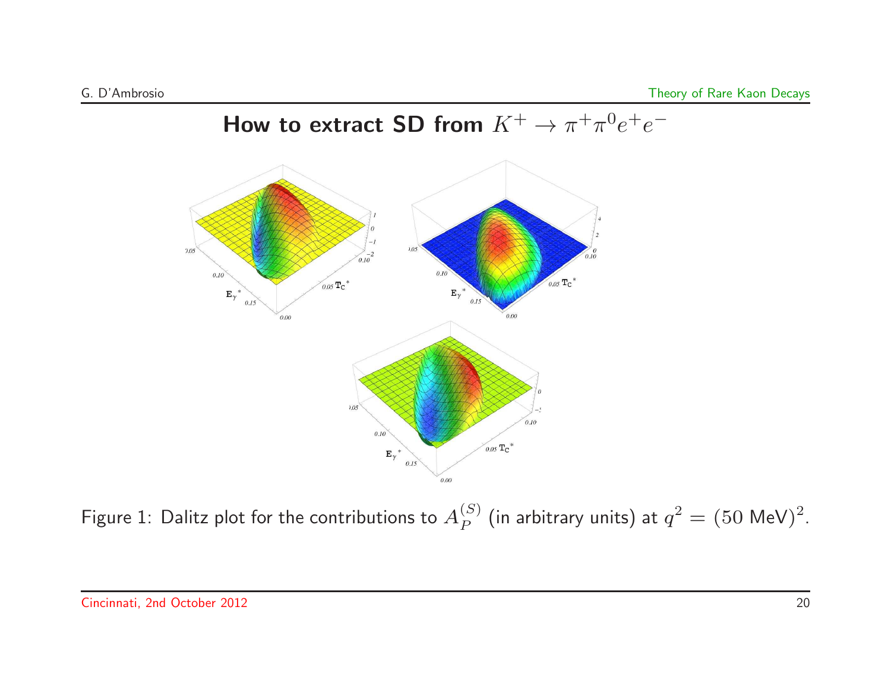# How to extract SD from $K^+ \to \pi^+\pi^0 e^+e^-$

Figure 1: Dalitz plot for the contributions to $A_P^{(S)}$ (in arbitrary units) at $q^2 = (50\ \text{MeV})^2$.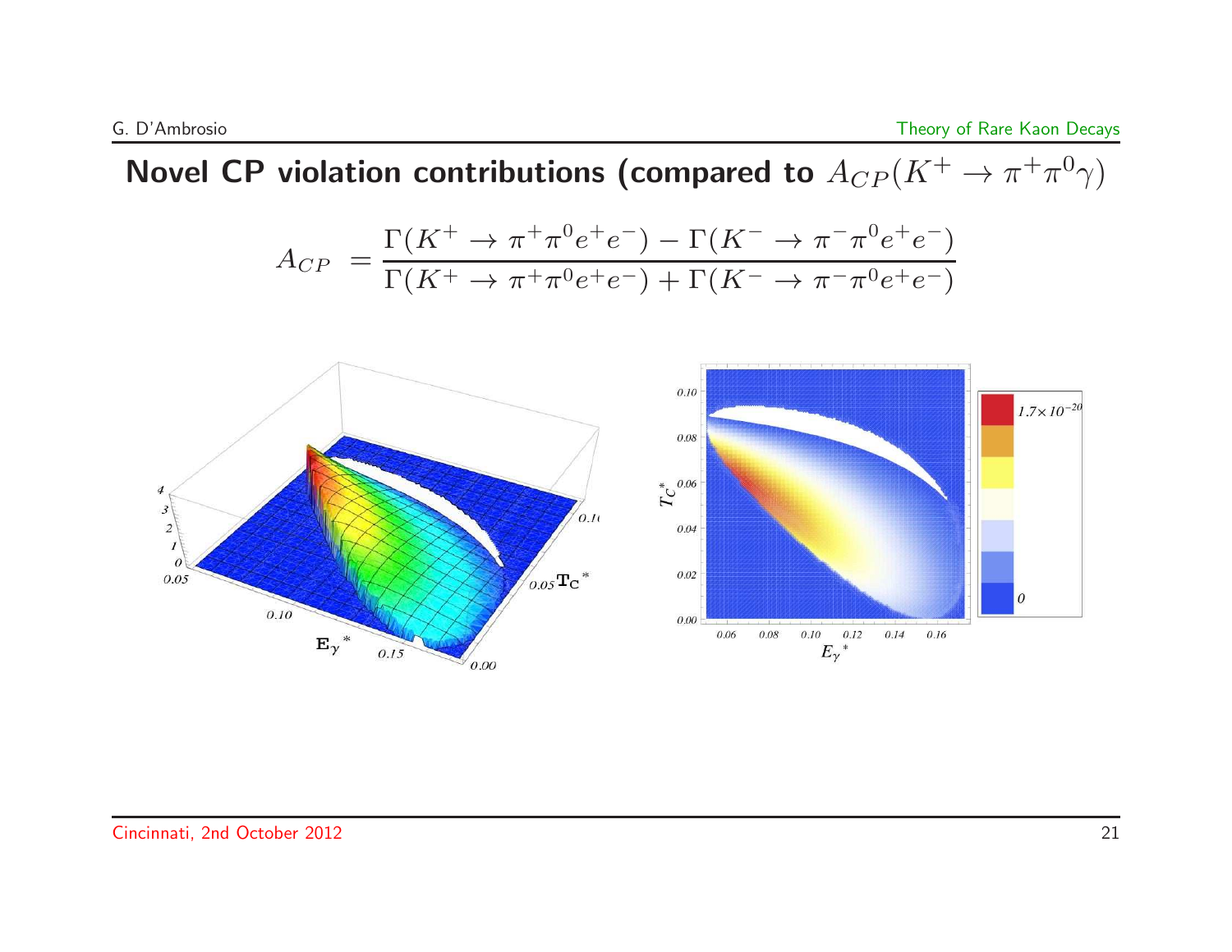# Novel CP violation contributions (compared to $A_{CP}(K^+ \to \pi^+\pi^0\gamma)$

$$A_{CP} = \frac{\Gamma(K^+ \to \pi^+\pi^0 e^+e^-) - \Gamma(K^- \to \pi^-\pi^0 e^+e^-)}{\Gamma(K^+ \to \pi^+\pi^0 e^+e^-) + \Gamma(K^- \to \pi^-\pi^0 e^+e^-)}$$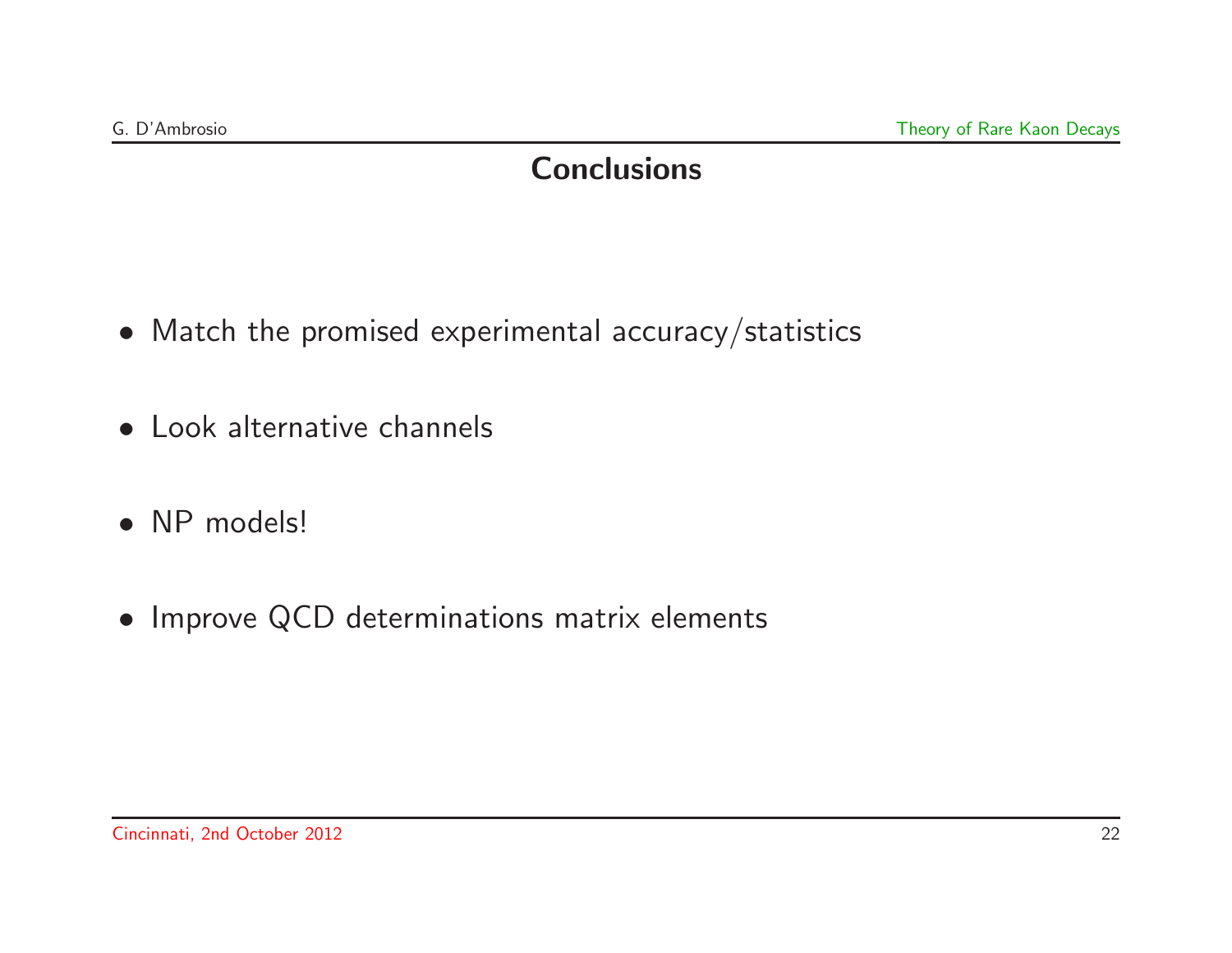## Conclusions

- Match the promised experimental accuracy/statistics
- Look alternative channels
- NP models!
- Improve QCD determinations matrix elements